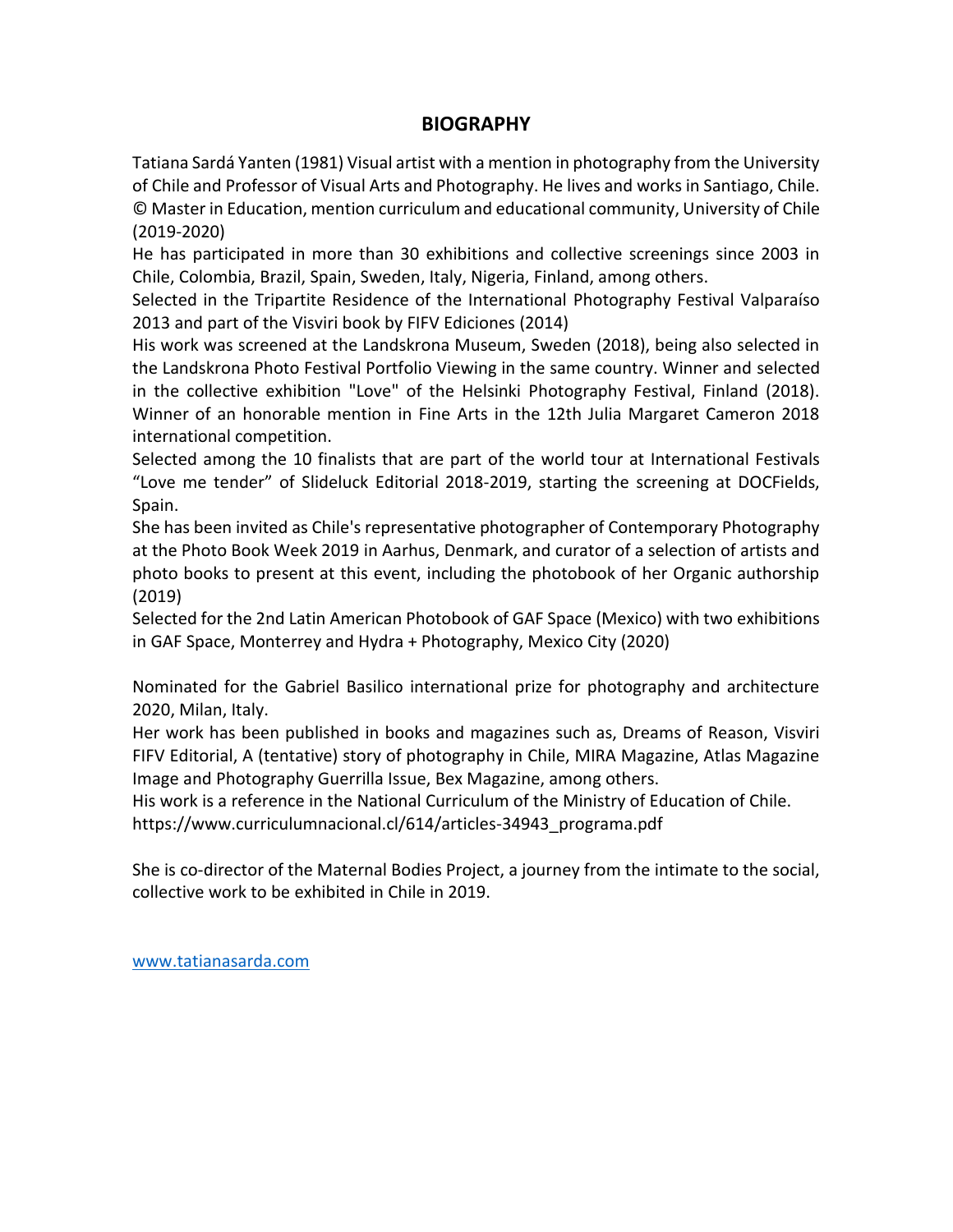## BIOGRAPHY

Tatiana Sardá Yanten (1981) Visual artist with a mention in photography from the University of Chile and Professor of Visual Arts and Photography. He lives and works in Santiago, Chile.
© Master in Education, mention curriculum and educational community, University of Chile (2019-2020)
He has participated in more than 30 exhibitions and collective screenings since 2003 in Chile, Colombia, Brazil, Spain, Sweden, Italy, Nigeria, Finland, among others.
Selected in the Tripartite Residence of the International Photography Festival Valparaíso 2013 and part of the Visviri book by FIFV Ediciones (2014)
His work was screened at the Landskrona Museum, Sweden (2018), being also selected in the Landskrona Photo Festival Portfolio Viewing in the same country. Winner and selected in the collective exhibition "Love" of the Helsinki Photography Festival, Finland (2018). Winner of an honorable mention in Fine Arts in the 12th Julia Margaret Cameron 2018 international competition.
Selected among the 10 finalists that are part of the world tour at International Festivals "Love me tender" of Slideluck Editorial 2018-2019, starting the screening at DOCFields, Spain.
She has been invited as Chile's representative photographer of Contemporary Photography at the Photo Book Week 2019 in Aarhus, Denmark, and curator of a selection of artists and photo books to present at this event, including the photobook of her Organic authorship (2019)
Selected for the 2nd Latin American Photobook of GAF Space (Mexico) with two exhibitions in GAF Space, Monterrey and Hydra + Photography, Mexico City (2020)

Nominated for the Gabriel Basilico international prize for photography and architecture 2020, Milan, Italy.
Her work has been published in books and magazines such as, Dreams of Reason, Visviri FIFV Editorial, A (tentative) story of photography in Chile, MIRA Magazine, Atlas Magazine Image and Photography Guerrilla Issue, Bex Magazine, among others.
His work is a reference in the National Curriculum of the Ministry of Education of Chile.
https://www.curriculumnacional.cl/614/articles-34943_programa.pdf

She is co-director of the Maternal Bodies Project, a journey from the intimate to the social, collective work to be exhibited in Chile in 2019.

[www.tatianasarda.com](http://www.tatianasarda.com)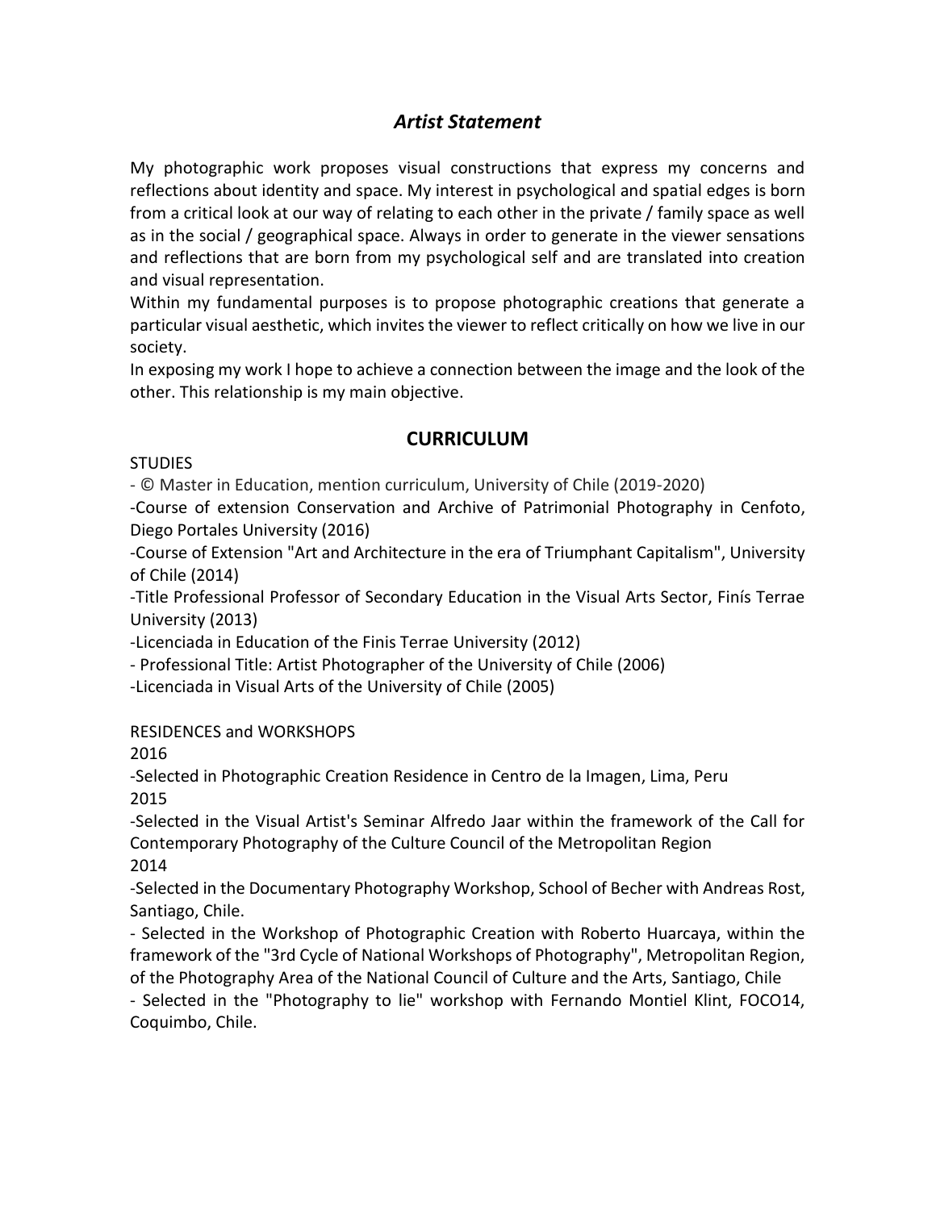## *Artist Statement*

My photographic work proposes visual constructions that express my concerns and reflections about identity and space. My interest in psychological and spatial edges is born from a critical look at our way of relating to each other in the private / family space as well as in the social / geographical space. Always in order to generate in the viewer sensations and reflections that are born from my psychological self and are translated into creation and visual representation.

Within my fundamental purposes is to propose photographic creations that generate a particular visual aesthetic, which invites the viewer to reflect critically on how we live in our society.

In exposing my work I hope to achieve a connection between the image and the look of the other. This relationship is my main objective.

## CURRICULUM

STUDIES

- © Master in Education, mention curriculum, University of Chile (2019-2020)
- Course of extension Conservation and Archive of Patrimonial Photography in Cenfoto, Diego Portales University (2016)
- Course of Extension "Art and Architecture in the era of Triumphant Capitalism", University of Chile (2014)
- Title Professional Professor of Secondary Education in the Visual Arts Sector, Finís Terrae University (2013)
- Licenciada in Education of the Finis Terrae University (2012)
- Professional Title: Artist Photographer of the University of Chile (2006)
- Licenciada in Visual Arts of the University of Chile (2005)

RESIDENCES and WORKSHOPS

2016

- Selected in Photographic Creation Residence in Centro de la Imagen, Lima, Peru

2015

- Selected in the Visual Artist's Seminar Alfredo Jaar within the framework of the Call for Contemporary Photography of the Culture Council of the Metropolitan Region

2014

- Selected in the Documentary Photography Workshop, School of Becher with Andreas Rost, Santiago, Chile.
- Selected in the Workshop of Photographic Creation with Roberto Huarcaya, within the framework of the "3rd Cycle of National Workshops of Photography", Metropolitan Region, of the Photography Area of the National Council of Culture and the Arts, Santiago, Chile
- Selected in the "Photography to lie" workshop with Fernando Montiel Klint, FOCO14, Coquimbo, Chile.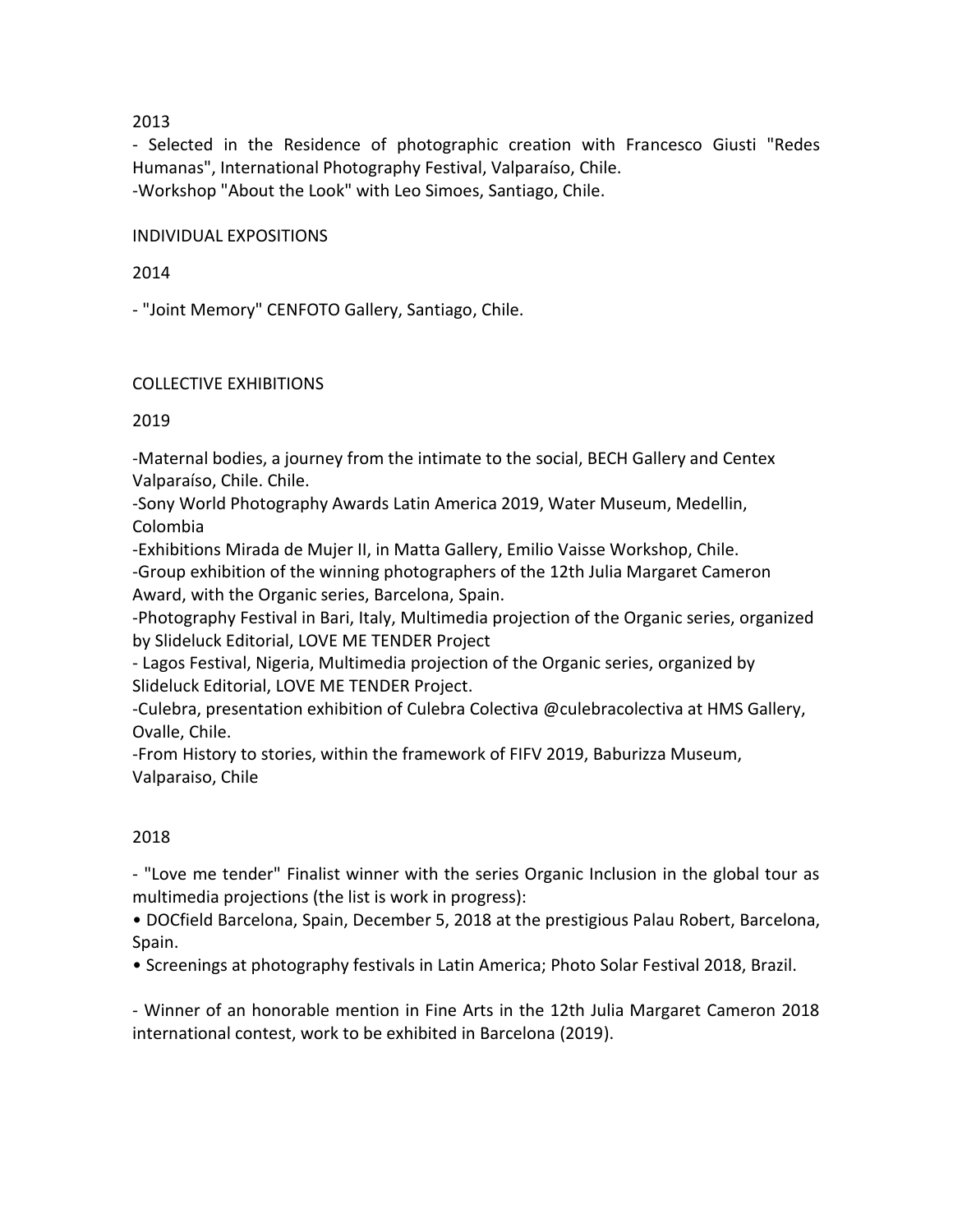2013

- Selected in the Residence of photographic creation with Francesco Giusti "Redes Humanas", International Photography Festival, Valparaíso, Chile.
-Workshop "About the Look" with Leo Simoes, Santiago, Chile.

INDIVIDUAL EXPOSITIONS

2014

- "Joint Memory" CENFOTO Gallery, Santiago, Chile.

COLLECTIVE EXHIBITIONS

2019

-Maternal bodies, a journey from the intimate to the social, BECH Gallery and Centex Valparaíso, Chile. Chile.
-Sony World Photography Awards Latin America 2019, Water Museum, Medellin, Colombia
-Exhibitions Mirada de Mujer II, in Matta Gallery, Emilio Vaisse Workshop, Chile.
-Group exhibition of the winning photographers of the 12th Julia Margaret Cameron Award, with the Organic series, Barcelona, Spain.
-Photography Festival in Bari, Italy, Multimedia projection of the Organic series, organized by Slideluck Editorial, LOVE ME TENDER Project
- Lagos Festival, Nigeria, Multimedia projection of the Organic series, organized by Slideluck Editorial, LOVE ME TENDER Project.
-Culebra, presentation exhibition of Culebra Colectiva @culebracolectiva at HMS Gallery, Ovalle, Chile.
-From History to stories, within the framework of FIFV 2019, Baburizza Museum, Valparaiso, Chile

2018

- "Love me tender" Finalist winner with the series Organic Inclusion in the global tour as multimedia projections (the list is work in progress):
• DOCfield Barcelona, Spain, December 5, 2018 at the prestigious Palau Robert, Barcelona, Spain.
• Screenings at photography festivals in Latin America; Photo Solar Festival 2018, Brazil.

- Winner of an honorable mention in Fine Arts in the 12th Julia Margaret Cameron 2018 international contest, work to be exhibited in Barcelona (2019).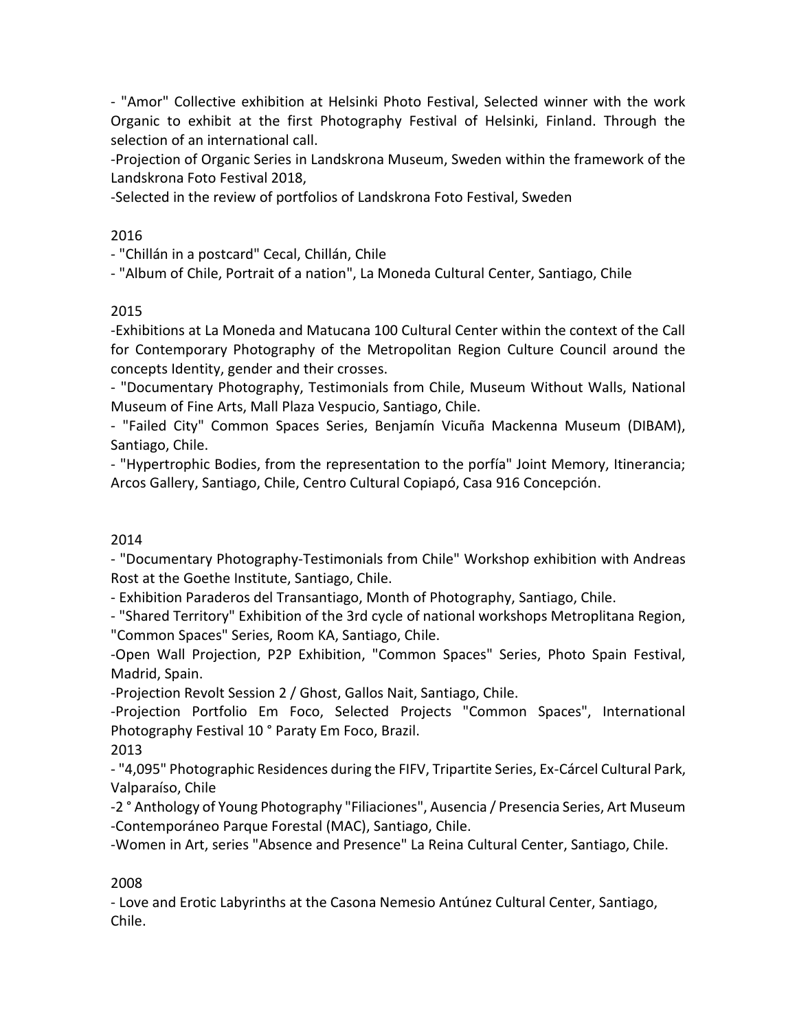- "Amor" Collective exhibition at Helsinki Photo Festival, Selected winner with the work Organic to exhibit at the first Photography Festival of Helsinki, Finland. Through the selection of an international call.
-Projection of Organic Series in Landskrona Museum, Sweden within the framework of the Landskrona Foto Festival 2018,
-Selected in the review of portfolios of Landskrona Foto Festival, Sweden

2016

- "Chillán in a postcard" Cecal, Chillán, Chile
- "Album of Chile, Portrait of a nation", La Moneda Cultural Center, Santiago, Chile

2015

-Exhibitions at La Moneda and Matucana 100 Cultural Center within the context of the Call for Contemporary Photography of the Metropolitan Region Culture Council around the concepts Identity, gender and their crosses.
- "Documentary Photography, Testimonials from Chile, Museum Without Walls, National Museum of Fine Arts, Mall Plaza Vespucio, Santiago, Chile.
- "Failed City" Common Spaces Series, Benjamín Vicuña Mackenna Museum (DIBAM), Santiago, Chile.
- "Hypertrophic Bodies, from the representation to the porfía" Joint Memory, Itinerancia; Arcos Gallery, Santiago, Chile, Centro Cultural Copiapó, Casa 916 Concepción.

2014

- "Documentary Photography-Testimonials from Chile" Workshop exhibition with Andreas Rost at the Goethe Institute, Santiago, Chile.
- Exhibition Paraderos del Transantiago, Month of Photography, Santiago, Chile.
- "Shared Territory" Exhibition of the 3rd cycle of national workshops Metroplitana Region, "Common Spaces" Series, Room KA, Santiago, Chile.
-Open Wall Projection, P2P Exhibition, "Common Spaces" Series, Photo Spain Festival, Madrid, Spain.
-Projection Revolt Session 2 / Ghost, Gallos Nait, Santiago, Chile.
-Projection Portfolio Em Foco, Selected Projects "Common Spaces", International Photography Festival 10 ° Paraty Em Foco, Brazil.

2013

- "4,095" Photographic Residences during the FIFV, Tripartite Series, Ex-Cárcel Cultural Park, Valparaíso, Chile
-2 ° Anthology of Young Photography "Filiaciones", Ausencia / Presencia Series, Art Museum -Contemporáneo Parque Forestal (MAC), Santiago, Chile.
-Women in Art, series "Absence and Presence" La Reina Cultural Center, Santiago, Chile.

2008

- Love and Erotic Labyrinths at the Casona Nemesio Antúnez Cultural Center, Santiago, Chile.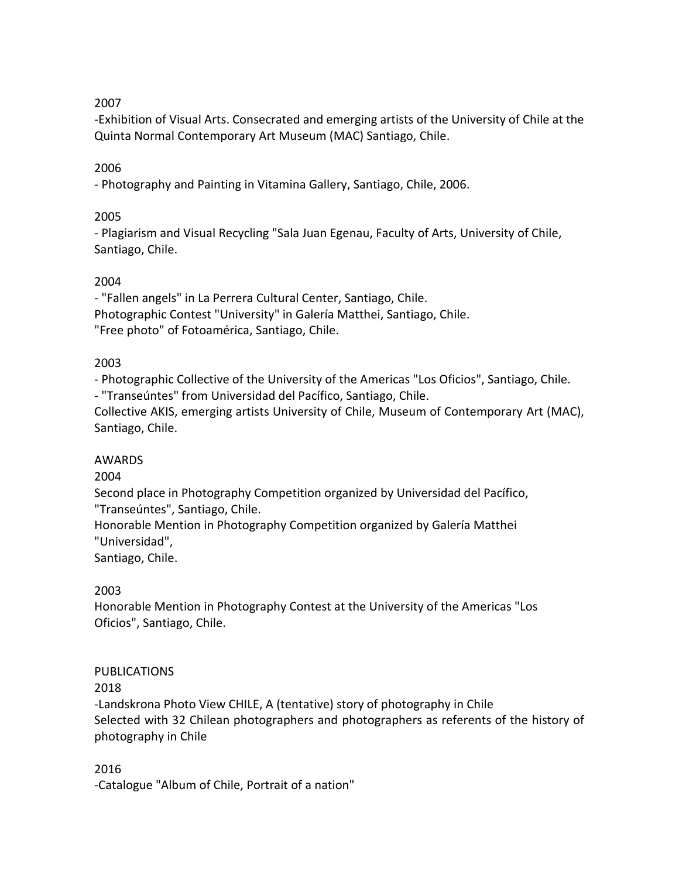2007

-Exhibition of Visual Arts. Consecrated and emerging artists of the University of Chile at the Quinta Normal Contemporary Art Museum (MAC) Santiago, Chile.

2006

- Photography and Painting in Vitamina Gallery, Santiago, Chile, 2006.

2005

- Plagiarism and Visual Recycling "Sala Juan Egenau, Faculty of Arts, University of Chile, Santiago, Chile.

2004

- "Fallen angels" in La Perrera Cultural Center, Santiago, Chile.
Photographic Contest "University" in Galería Matthei, Santiago, Chile.
"Free photo" of Fotoamérica, Santiago, Chile.

2003

- Photographic Collective of the University of the Americas "Los Oficios", Santiago, Chile.
- "Transeúntes" from Universidad del Pacífico, Santiago, Chile.
Collective AKIS, emerging artists University of Chile, Museum of Contemporary Art (MAC), Santiago, Chile.

AWARDS

2004

Second place in Photography Competition organized by Universidad del Pacífico, "Transeúntes", Santiago, Chile.
Honorable Mention in Photography Competition organized by Galería Matthei "Universidad",
Santiago, Chile.

2003

Honorable Mention in Photography Contest at the University of the Americas "Los Oficios", Santiago, Chile.

PUBLICATIONS

2018

-Landskrona Photo View CHILE, A (tentative) story of photography in Chile
Selected with 32 Chilean photographers and photographers as referents of the history of photography in Chile

2016

-Catalogue "Album of Chile, Portrait of a nation"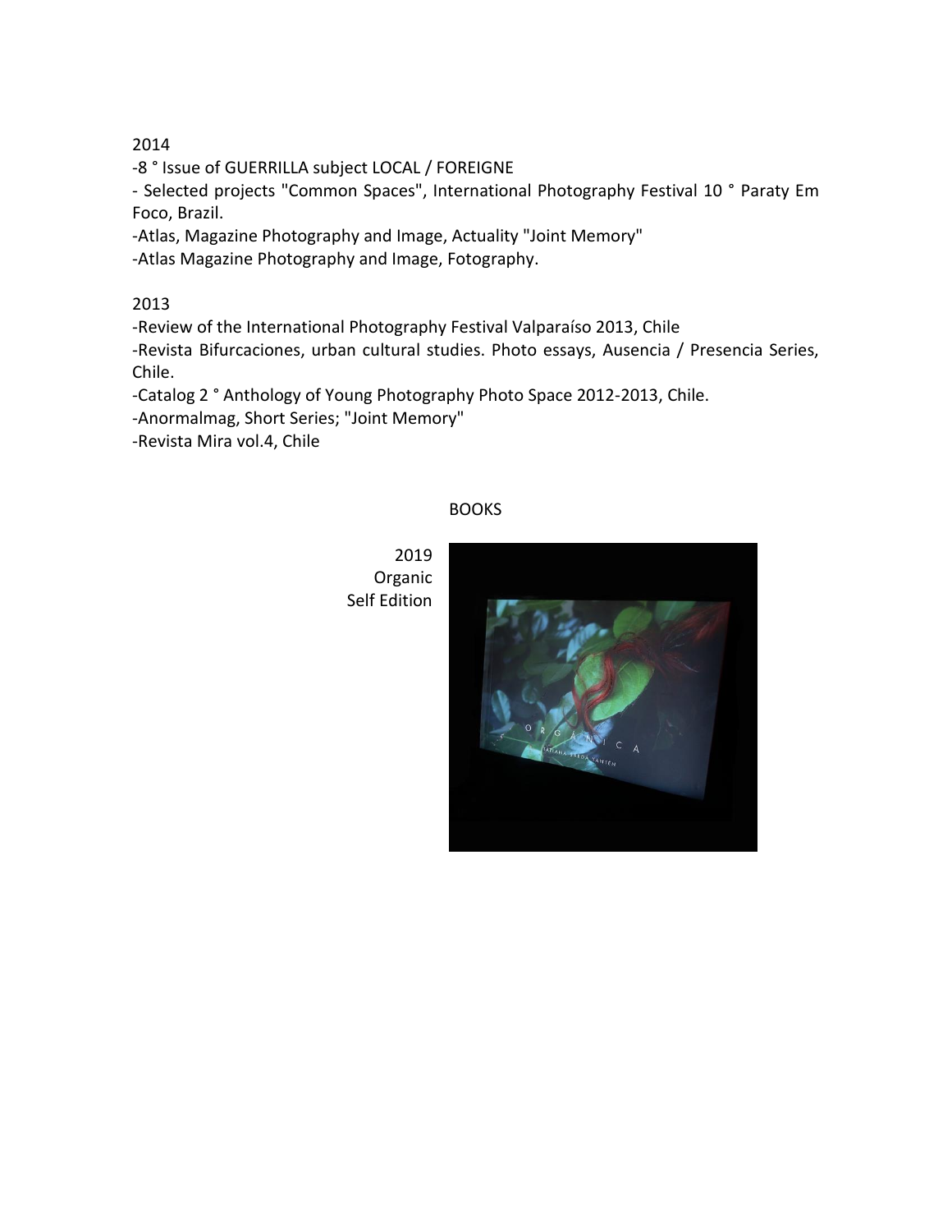2014

-8 ° Issue of GUERRILLA subject LOCAL / FOREIGNE

- Selected projects "Common Spaces", International Photography Festival 10 ° Paraty Em Foco, Brazil.

-Atlas, Magazine Photography and Image, Actuality "Joint Memory"

-Atlas Magazine Photography and Image, Fotography.

2013

-Review of the International Photography Festival Valparaíso 2013, Chile

-Revista Bifurcaciones, urban cultural studies. Photo essays, Ausencia / Presencia Series, Chile.

-Catalog 2 ° Anthology of Young Photography Photo Space 2012-2013, Chile.

-Anormalmag, Short Series; "Joint Memory"

-Revista Mira vol.4, Chile

BOOKS

2019
Organic
Self Edition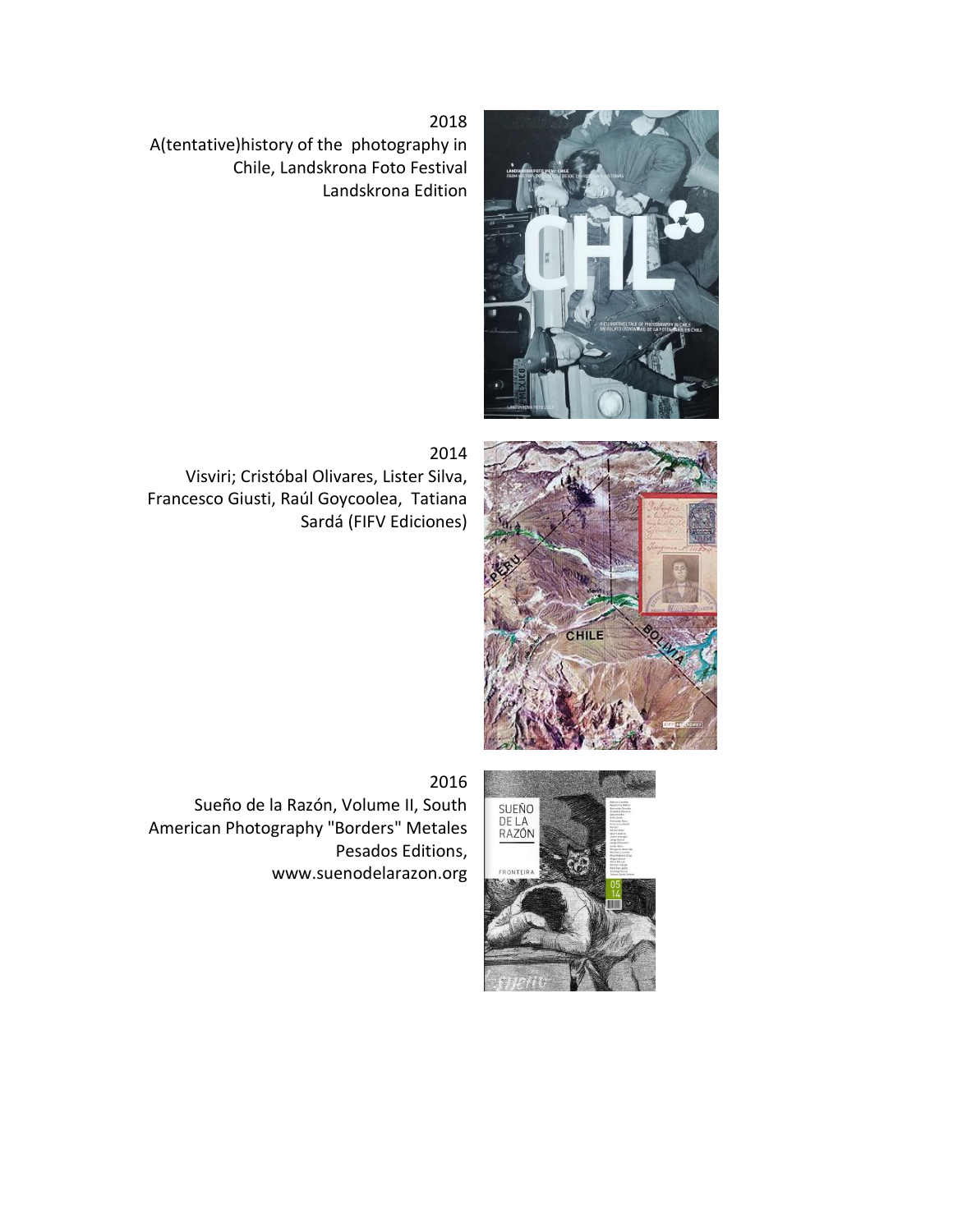2018

A(tentative)history of the photography in Chile, Landskrona Foto Festival Landskrona Edition

2014

Visviri; Cristóbal Olivares, Lister Silva, Francesco Giusti, Raúl Goycoolea, Tatiana Sardá (FIFV Ediciones)

2016

Sueño de la Razón, Volume II, South American Photography "Borders" Metales Pesados Editions, www.suenodelarazon.org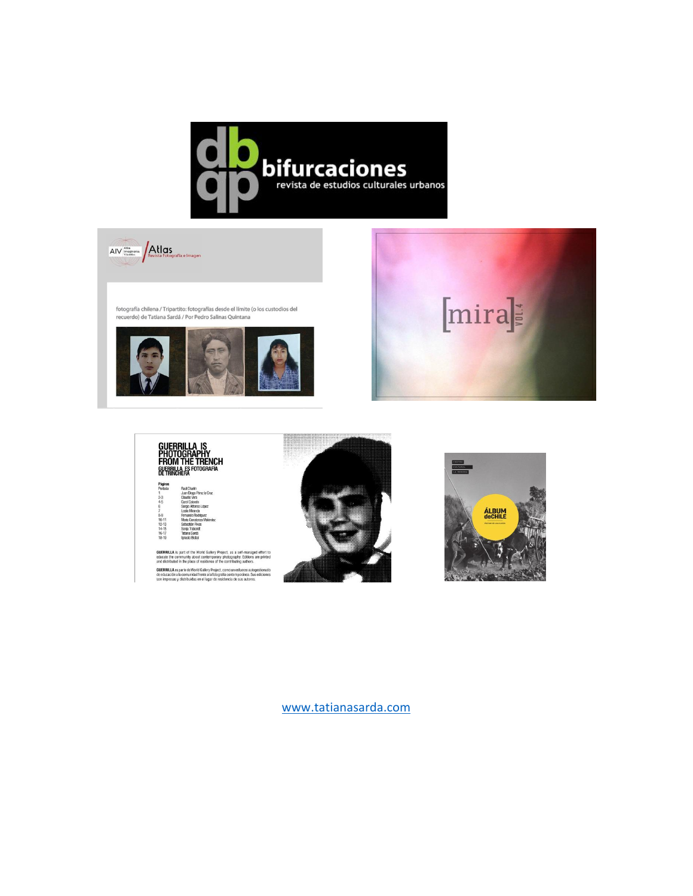bifurcaciones

revista de estudios culturales urbanos

Atlas

Revista Fotografía e Imagen

fotografía chilena / Tripartito: fotografías desde el límite (o los custodios del recuerdo) de Tatiana Sardá / Por Pedro Salinas Quintana

[mira] VOL.4

GUERRILLA IS PHOTOGRAPHY FROM THE TRENCH

GUERRILLA ES FOTOGRAFIA DE TRINCHERA

| Páginas | |
|---|---|
| Portada | Raúl Chadin |
| 1 | Juan Diego Pérez la Cruz |
| 2-3 | Claudio Vera |
| 4-5 | Carol Caicedo |
| 6 | Sergio Alfonso López |
| 7 | Leslie Miranda |
| 8-9 | Fernando Rodríguez |
| 10-11 | María Constanza Meléndez |
| 12-13 | Sebastián Rivas |
| 14-15 | Sonja Trabandt |
| 16-17 | Tatiana Sardá |
| 18-19 | Ignacio Bisbal |

**GUERRILLA** is part of the World Gallery Project, as a self-managed effort to educate the community about contemporary photography. Editions are printed and distributed in the place of residence of the contributing authors.

**GUERRILLA** es parte de World Gallery Project, como un esfuerzo autogestionado de educación a la comunidad frente a la fotografía contemporánea. Sus ediciones son impresas y distribuidas en el lugar de residencia de sus autores.

ÁLBUM deCHILE

www.tatianasarda.com